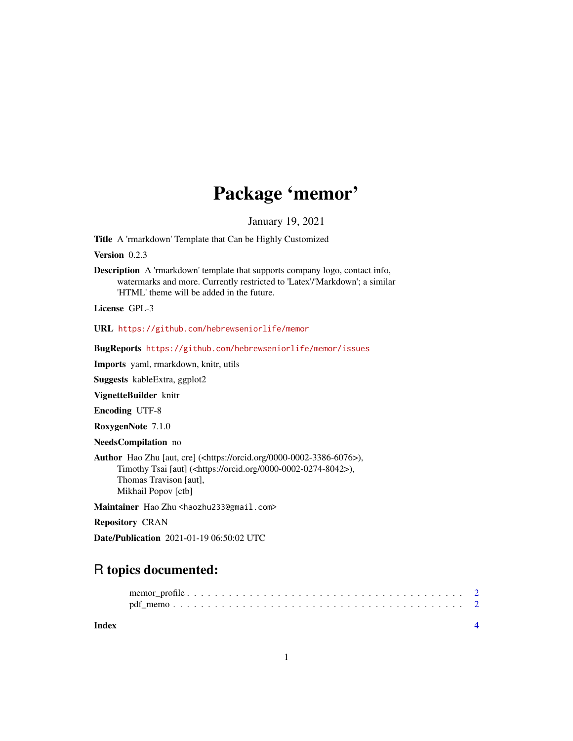# Package 'memor'

January 19, 2021

**Title** A 'rmarkdown' Template that Can be Highly Customized

**Version** 0.2.3

**Description** A 'rmarkdown' template that supports company logo, contact info, watermarks and more. Currently restricted to 'Latex'/'Markdown'; a similar 'HTML' theme will be added in the future.

**License** GPL-3

**URL** https://github.com/hebrewseniorlife/memor

**BugReports** https://github.com/hebrewseniorlife/memor/issues

**Imports** yaml, rmarkdown, knitr, utils

**Suggests** kableExtra, ggplot2

**VignetteBuilder** knitr

**Encoding** UTF-8

**RoxygenNote** 7.1.0

**NeedsCompilation** no

**Author** Hao Zhu [aut, cre] (<https://orcid.org/0000-0002-3386-6076>), Timothy Tsai [aut] (<https://orcid.org/0000-0002-0274-8042>), Thomas Travison [aut], Mikhail Popov [ctb]

**Maintainer** Hao Zhu <haozhu233@gmail.com>

**Repository** CRAN

**Date/Publication** 2021-01-19 06:50:02 UTC

## R topics documented:

memor_profile . . . . . . . . . . . . . . . . . . . . . . . . . . . . . . . . . . . . . . . . 2
pdf_memo . . . . . . . . . . . . . . . . . . . . . . . . . . . . . . . . . . . . . . . . . . 2

**Index** **4**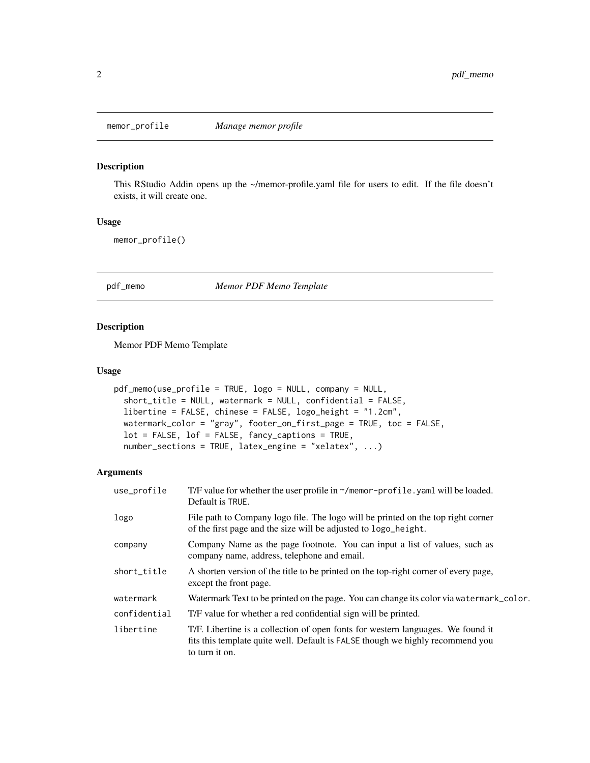## memor_profile — *Manage memor profile*

### Description

This RStudio Addin opens up the ~/memor-profile.yaml file for users to edit. If the file doesn't exists, it will create one.

### Usage

```
memor_profile()
```

## pdf_memo — *Memor PDF Memo Template*

### Description

Memor PDF Memo Template

### Usage

```
pdf_memo(use_profile = TRUE, logo = NULL, company = NULL,
  short_title = NULL, watermark = NULL, confidential = FALSE,
  libertine = FALSE, chinese = FALSE, logo_height = "1.2cm",
  watermark_color = "gray", footer_on_first_page = TRUE, toc = FALSE,
  lot = FALSE, lof = FALSE, fancy_captions = TRUE,
  number_sections = TRUE, latex_engine = "xelatex", ...)
```

### Arguments

| Argument | Description |
|---|---|
| `use_profile` | T/F value for whether the user profile in `~/memor-profile.yaml` will be loaded. Default is `TRUE`. |
| `logo` | File path to Company logo file. The logo will be printed on the top right corner of the first page and the size will be adjusted to `logo_height`. |
| `company` | Company Name as the page footnote. You can input a list of values, such as company name, address, telephone and email. |
| `short_title` | A shorten version of the title to be printed on the top-right corner of every page, except the front page. |
| `watermark` | Watermark Text to be printed on the page. You can change its color via `watermark_color`. |
| `confidential` | T/F value for whether a red confidential sign will be printed. |
| `libertine` | T/F. Libertine is a collection of open fonts for western languages. We found it fits this template quite well. Default is `FALSE` though we highly recommend you to turn it on. |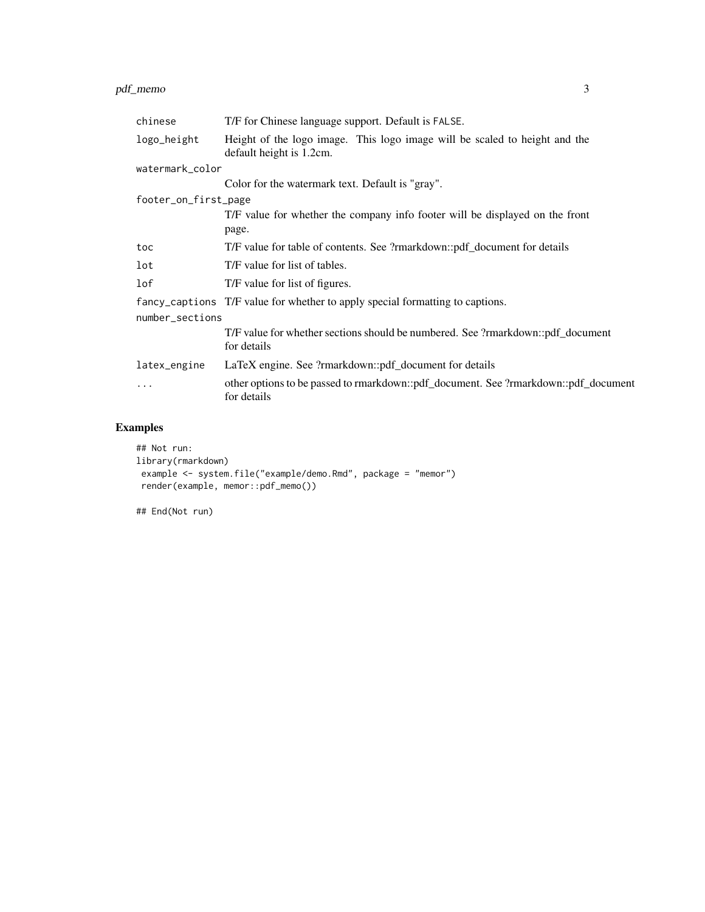| | |
|---|---|
| `chinese` | T/F for Chinese language support. Default is `FALSE`. |
| `logo_height` | Height of the logo image. This logo image will be scaled to height and the default height is 1.2cm. |
| `watermark_color` | Color for the watermark text. Default is "gray". |
| `footer_on_first_page` | T/F value for whether the company info footer will be displayed on the front page. |
| `toc` | T/F value for table of contents. See ?rmarkdown::pdf_document for details |
| `lot` | T/F value for list of tables. |
| `lof` | T/F value for list of figures. |
| `fancy_captions` | T/F value for whether to apply special formatting to captions. |
| `number_sections` | T/F value for whether sections should be numbered. See ?rmarkdown::pdf_document for details |
| `latex_engine` | LaTeX engine. See ?rmarkdown::pdf_document for details |
| `...` | other options to be passed to rmarkdown::pdf_document. See ?rmarkdown::pdf_document for details |

## Examples

```
## Not run:
library(rmarkdown)
 example <- system.file("example/demo.Rmd", package = "memor")
 render(example, memor::pdf_memo())

## End(Not run)
```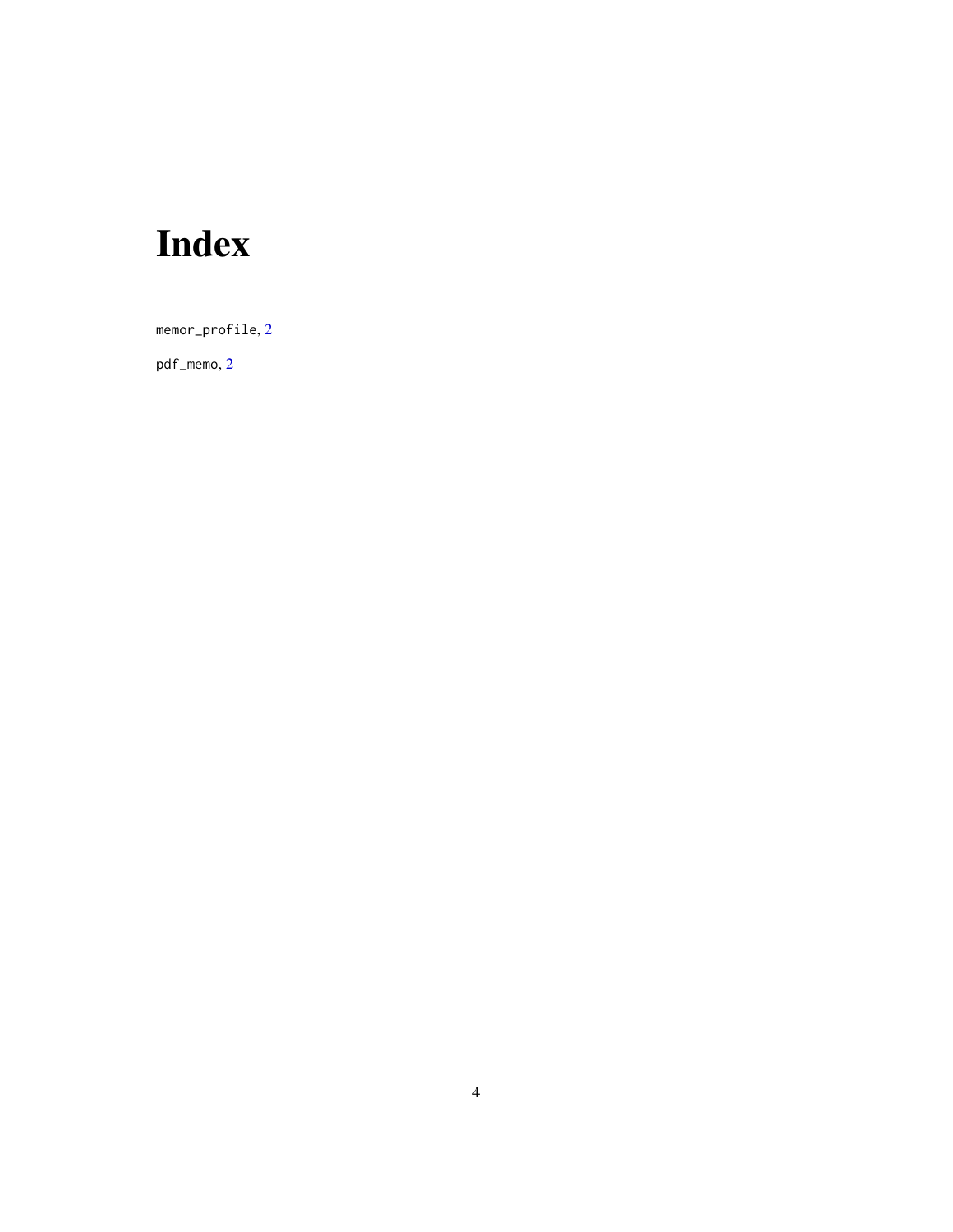# Index

memor_profile, 2

pdf_memo, 2